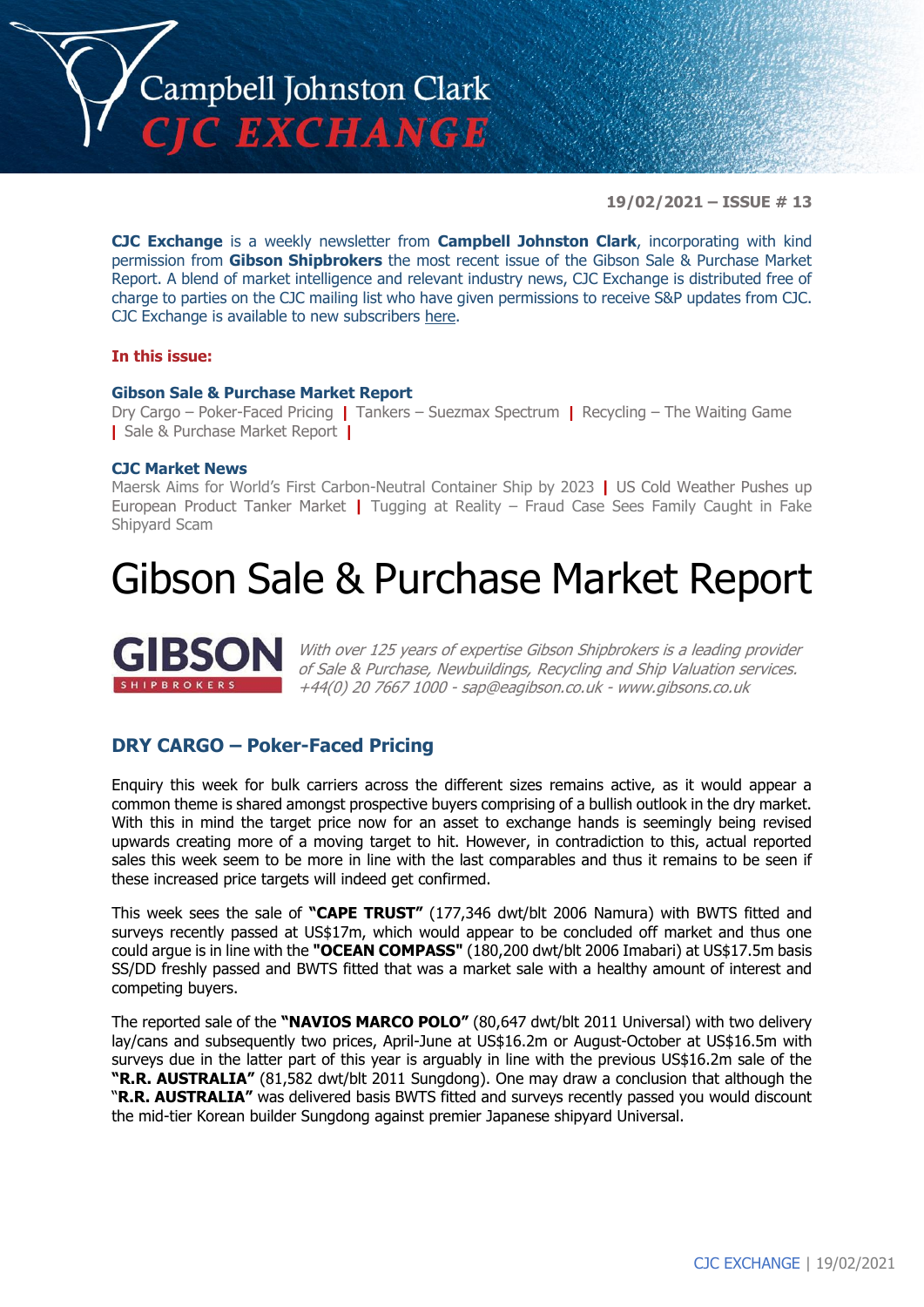# Campbell Johnston Clark CJC EXCHANGE

**19/02/2021 – ISSUE # 13**

**CJC Exchange** is a weekly newsletter from **Campbell Johnston Clark**, incorporating with kind permission from **Gibson Shipbrokers** the most recent issue of the Gibson Sale & Purchase Market Report. A blend of market intelligence and relevant industry news, CJC Exchange is distributed free of charge to parties on the CJC mailing list who have given permissions to receive S&P updates from CJC. CJC Exchange is available to new subscribers here.

**In this issue:**

**Gibson Sale & Purchase Market Report**

Dry Cargo – Poker-Faced Pricing | Tankers – Suezmax Spectrum | Recycling – The Waiting Game | Sale & Purchase Market Report |

**CJC Market News**

Maersk Aims for World's First Carbon-Neutral Container Ship by 2023 | US Cold Weather Pushes up European Product Tanker Market | Tugging at Reality – Fraud Case Sees Family Caught in Fake Shipyard Scam

# Gibson Sale & Purchase Market Report

GIBSON SHIPBROKERS

*With over 125 years of expertise Gibson Shipbrokers is a leading provider of Sale & Purchase, Newbuildings, Recycling and Ship Valuation services. +44(0) 20 7667 1000 - sap@eagibson.co.uk - www.gibsons.co.uk*

## DRY CARGO – Poker-Faced Pricing

Enquiry this week for bulk carriers across the different sizes remains active, as it would appear a common theme is shared amongst prospective buyers comprising of a bullish outlook in the dry market. With this in mind the target price now for an asset to exchange hands is seemingly being revised upwards creating more of a moving target to hit. However, in contradiction to this, actual reported sales this week seem to be more in line with the last comparables and thus it remains to be seen if these increased price targets will indeed get confirmed.

This week sees the sale of **"CAPE TRUST"** (177,346 dwt/blt 2006 Namura) with BWTS fitted and surveys recently passed at US$17m, which would appear to be concluded off market and thus one could argue is in line with the **"OCEAN COMPASS"** (180,200 dwt/blt 2006 Imabari) at US$17.5m basis SS/DD freshly passed and BWTS fitted that was a market sale with a healthy amount of interest and competing buyers.

The reported sale of the **"NAVIOS MARCO POLO"** (80,647 dwt/blt 2011 Universal) with two delivery lay/cans and subsequently two prices, April-June at US$16.2m or August-October at US$16.5m with surveys due in the latter part of this year is arguably in line with the previous US$16.2m sale of the **"R.R. AUSTRALIA"** (81,582 dwt/blt 2011 Sungdong). One may draw a conclusion that although the "**R.R. AUSTRALIA"** was delivered basis BWTS fitted and surveys recently passed you would discount the mid-tier Korean builder Sungdong against premier Japanese shipyard Universal.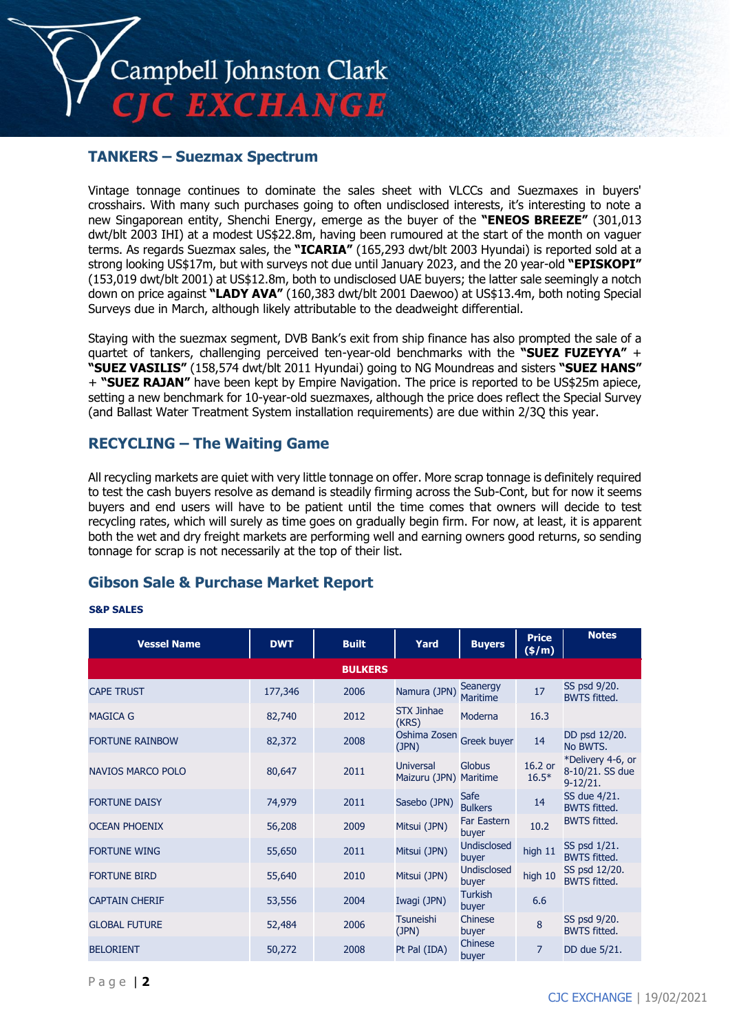## TANKERS – Suezmax Spectrum

Vintage tonnage continues to dominate the sales sheet with VLCCs and Suezmaxes in buyers' crosshairs. With many such purchases going to often undisclosed interests, it's interesting to note a new Singaporean entity, Shenchi Energy, emerge as the buyer of the **"ENEOS BREEZE"** (301,013 dwt/blt 2003 IHI) at a modest US$22.8m, having been rumoured at the start of the month on vaguer terms. As regards Suezmax sales, the **"ICARIA"** (165,293 dwt/blt 2003 Hyundai) is reported sold at a strong looking US$17m, but with surveys not due until January 2023, and the 20 year-old **"EPISKOPI"** (153,019 dwt/blt 2001) at US$12.8m, both to undisclosed UAE buyers; the latter sale seemingly a notch down on price against **"LADY AVA"** (160,383 dwt/blt 2001 Daewoo) at US$13.4m, both noting Special Surveys due in March, although likely attributable to the deadweight differential.

Staying with the suezmax segment, DVB Bank's exit from ship finance has also prompted the sale of a quartet of tankers, challenging perceived ten-year-old benchmarks with the **"SUEZ FUZEYYA"** + **"SUEZ VASILIS"** (158,574 dwt/blt 2011 Hyundai) going to NG Moundreas and sisters **"SUEZ HANS"** + **"SUEZ RAJAN"** have been kept by Empire Navigation. The price is reported to be US$25m apiece, setting a new benchmark for 10-year-old suezmaxes, although the price does reflect the Special Survey (and Ballast Water Treatment System installation requirements) are due within 2/3Q this year.

## RECYCLING – The Waiting Game

All recycling markets are quiet with very little tonnage on offer. More scrap tonnage is definitely required to test the cash buyers resolve as demand is steadily firming across the Sub-Cont, but for now it seems buyers and end users will have to be patient until the time comes that owners will decide to test recycling rates, which will surely as time goes on gradually begin firm. For now, at least, it is apparent both the wet and dry freight markets are performing well and earning owners good returns, so sending tonnage for scrap is not necessarily at the top of their list.

## Gibson Sale & Purchase Market Report

**S&P SALES**

| Vessel Name | DWT | Built | Yard | Buyers | Price ($/m) | Notes |
|---|---|---|---|---|---|---|
| **BULKERS** | | | | | | |
| CAPE TRUST | 177,346 | 2006 | Namura (JPN) | Seanergy Maritime | 17 | SS psd 9/20. BWTS fitted. |
| MAGICA G | 82,740 | 2012 | STX Jinhae (KRS) | Moderna | 16.3 | |
| FORTUNE RAINBOW | 82,372 | 2008 | Oshima Zosen (JPN) | Greek buyer | 14 | DD psd 12/20. No BWTS. |
| NAVIOS MARCO POLO | 80,647 | 2011 | Universal Maizuru (JPN) | Globus Maritime | 16.2 or 16.5* | *Delivery 4-6, or 8-10/21. SS due 9-12/21. |
| FORTUNE DAISY | 74,979 | 2011 | Sasebo (JPN) | Safe Bulkers | 14 | SS due 4/21. BWTS fitted. |
| OCEAN PHOENIX | 56,208 | 2009 | Mitsui (JPN) | Far Eastern buyer | 10.2 | BWTS fitted. |
| FORTUNE WING | 55,650 | 2011 | Mitsui (JPN) | Undisclosed buyer | high 11 | SS psd 1/21. BWTS fitted. |
| FORTUNE BIRD | 55,640 | 2010 | Mitsui (JPN) | Undisclosed buyer | high 10 | SS psd 12/20. BWTS fitted. |
| CAPTAIN CHERIF | 53,556 | 2004 | Iwagi (JPN) | Turkish buyer | 6.6 | |
| GLOBAL FUTURE | 52,484 | 2006 | Tsuneishi (JPN) | Chinese buyer | 8 | SS psd 9/20. BWTS fitted. |
| BELORIENT | 50,272 | 2008 | Pt Pal (IDA) | Chinese buyer | 7 | DD due 5/21. |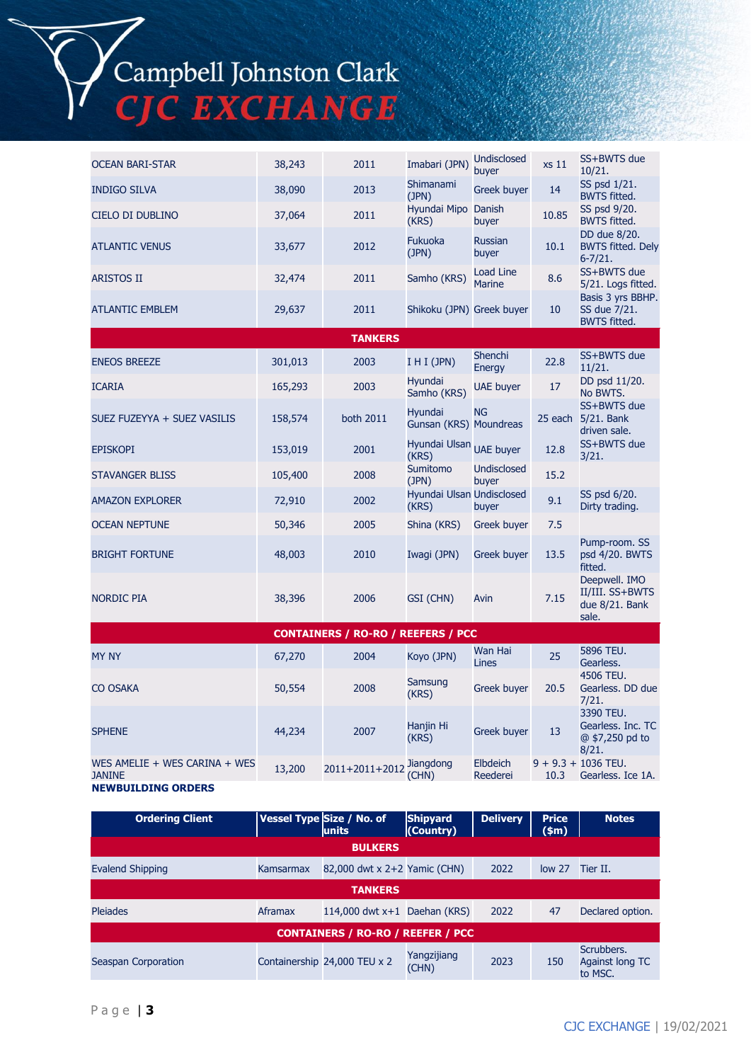| | | | | | | |
|---|---|---|---|---|---|---|
| OCEAN BARI-STAR | 38,243 | 2011 | Imabari (JPN) | Undisclosed buyer | xs 11 | SS+BWTS due 10/21. |
| INDIGO SILVA | 38,090 | 2013 | Shimanami (JPN) | Greek buyer | 14 | SS psd 1/21. BWTS fitted. |
| CIELO DI DUBLINO | 37,064 | 2011 | Hyundai Mipo (KRS) | Danish buyer | 10.85 | SS psd 9/20. BWTS fitted. |
| ATLANTIC VENUS | 33,677 | 2012 | Fukuoka (JPN) | Russian buyer | 10.1 | DD due 8/20. BWTS fitted. Dely 6-7/21. |
| ARISTOS II | 32,474 | 2011 | Samho (KRS) | Load Line Marine | 8.6 | SS+BWTS due 5/21. Logs fitted. |
| ATLANTIC EMBLEM | 29,637 | 2011 | Shikoku (JPN) | Greek buyer | 10 | Basis 3 yrs BBHP. SS due 7/21. BWTS fitted. |
| **TANKERS** | | | | | | |
| ENEOS BREEZE | 301,013 | 2003 | I H I (JPN) | Shenchi Energy | 22.8 | SS+BWTS due 11/21. |
| ICARIA | 165,293 | 2003 | Hyundai Samho (KRS) | UAE buyer | 17 | DD psd 11/20. No BWTS. |
| SUEZ FUZEYYA + SUEZ VASILIS | 158,574 | both 2011 | Hyundai Gunsan (KRS) | NG Moundreas | 25 each | SS+BWTS due 5/21. Bank driven sale. |
| EPISKOPI | 153,019 | 2001 | Hyundai Ulsan (KRS) | UAE buyer | 12.8 | SS+BWTS due 3/21. |
| STAVANGER BLISS | 105,400 | 2008 | Sumitomo (JPN) | Undisclosed buyer | 15.2 | |
| AMAZON EXPLORER | 72,910 | 2002 | Hyundai Ulsan (KRS) | Undisclosed buyer | 9.1 | SS psd 6/20. Dirty trading. |
| OCEAN NEPTUNE | 50,346 | 2005 | Shina (KRS) | Greek buyer | 7.5 | |
| BRIGHT FORTUNE | 48,003 | 2010 | Iwagi (JPN) | Greek buyer | 13.5 | Pump-room. SS psd 4/20. BWTS fitted. |
| NORDIC PIA | 38,396 | 2006 | GSI (CHN) | Avin | 7.15 | Deepwell. IMO II/III. SS+BWTS due 8/21. Bank sale. |
| **CONTAINERS / RO-RO / REEFERS / PCC** | | | | | | |
| MY NY | 67,270 | 2004 | Koyo (JPN) | Wan Hai Lines | 25 | 5896 TEU. Gearless. |
| CO OSAKA | 50,554 | 2008 | Samsung (KRS) | Greek buyer | 20.5 | 4506 TEU. Gearless. DD due 7/21. |
| SPHENE | 44,234 | 2007 | Hanjin Hi (KRS) | Greek buyer | 13 | 3390 TEU. Gearless. Inc. TC @ $7,250 pd to 8/21. |
| WES AMELIE + WES CARINA + WES JANINE | 13,200 | 2011+2011+2012 | Jiangdong (CHN) | Elbdeich Reederei | 9 + 9.3 + 10.3 | 1036 TEU. Gearless. Ice 1A. |

**NEWBUILDING ORDERS**

| Ordering Client | Vessel Type | Size / No. of units | Shipyard (Country) | Delivery | Price ($m) | Notes |
|---|---|---|---|---|---|---|
| **BULKERS** | | | | | | |
| Evalend Shipping | Kamsarmax | 82,000 dwt x 2+2 | Yamic (CHN) | 2022 | low 27 | Tier II. |
| **TANKERS** | | | | | | |
| Pleiades | Aframax | 114,000 dwt x+1 | Daehan (KRS) | 2022 | 47 | Declared option. |
| **CONTAINERS / RO-RO / REEFER / PCC** | | | | | | |
| Seaspan Corporation | Containership | 24,000 TEU x 2 | Yangzijiang (CHN) | 2023 | 150 | Scrubbers. Against long TC to MSC. |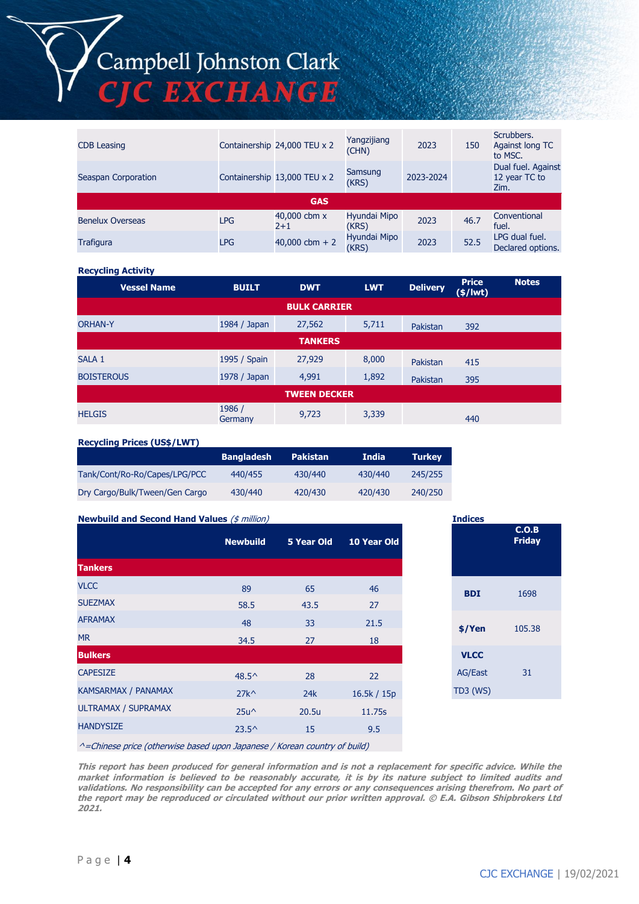| | | | | | | |
|---|---|---|---|---|---|---|
| CDB Leasing | Containership | 24,000 TEU x 2 | Yangzijiang (CHN) | 2023 | 150 | Scrubbers. Against long TC to MSC. |
| Seaspan Corporation | Containership | 13,000 TEU x 2 | Samsung (KRS) | 2023-2024 | | Dual fuel. Against 12 year TC to Zim. |
| **GAS** | | | | | | |
| Benelux Overseas | LPG | 40,000 cbm x 2+1 | Hyundai Mipo (KRS) | 2023 | 46.7 | Conventional fuel. |
| Trafigura | LPG | 40,000 cbm + 2 | Hyundai Mipo (KRS) | 2023 | 52.5 | LPG dual fuel. Declared options. |

**Recycling Activity**

| Vessel Name | BUILT | DWT | LWT | Delivery | Price ($/lwt) | Notes |
|---|---|---|---|---|---|---|
| **BULK CARRIER** | | | | | | |
| ORHAN-Y | 1984 / Japan | 27,562 | 5,711 | Pakistan | 392 | |
| **TANKERS** | | | | | | |
| SALA 1 | 1995 / Spain | 27,929 | 8,000 | Pakistan | 415 | |
| BOISTEROUS | 1978 / Japan | 4,991 | 1,892 | Pakistan | 395 | |
| **TWEEN DECKER** | | | | | | |
| HELGIS | 1986 / Germany | 9,723 | 3,339 | | 440 | |

**Recycling Prices (US$/LWT)**

| | Bangladesh | Pakistan | India | Turkey |
|---|---|---|---|---|
| Tank/Cont/Ro-Ro/Capes/LPG/PCC | 440/455 | 430/440 | 430/440 | 245/255 |
| Dry Cargo/Bulk/Tween/Gen Cargo | 430/440 | 420/430 | 420/430 | 240/250 |

**Newbuild and Second Hand Values** *($ million)*

| | Newbuild | 5 Year Old | 10 Year Old |
|---|---|---|---|
| **Tankers** | | | |
| VLCC | 89 | 65 | 46 |
| SUEZMAX | 58.5 | 43.5 | 27 |
| AFRAMAX | 48 | 33 | 21.5 |
| MR | 34.5 | 27 | 18 |
| **Bulkers** | | | |
| CAPESIZE | 48.5^ | 28 | 22 |
| KAMSARMAX / PANAMAX | 27k^ | 24k | 16.5k / 15p |
| ULTRAMAX / SUPRAMAX | 25u^ | 20.5u | 11.75s |
| HANDYSIZE | 23.5^ | 15 | 9.5 |

*^=Chinese price (otherwise based upon Japanese / Korean country of build)*

**Indices**

| | C.O.B Friday |
|---|---|
| **BDI** | 1698 |
| **$/Yen** | 105.38 |
| **VLCC** AG/East TD3 (WS) | 31 |

***This report has been produced for general information and is not a replacement for specific advice. While the market information is believed to be reasonably accurate, it is by its nature subject to limited audits and validations. No responsibility can be accepted for any errors or any consequences arising therefrom. No part of the report may be reproduced or circulated without our prior written approval. © E.A. Gibson Shipbrokers Ltd 2021.***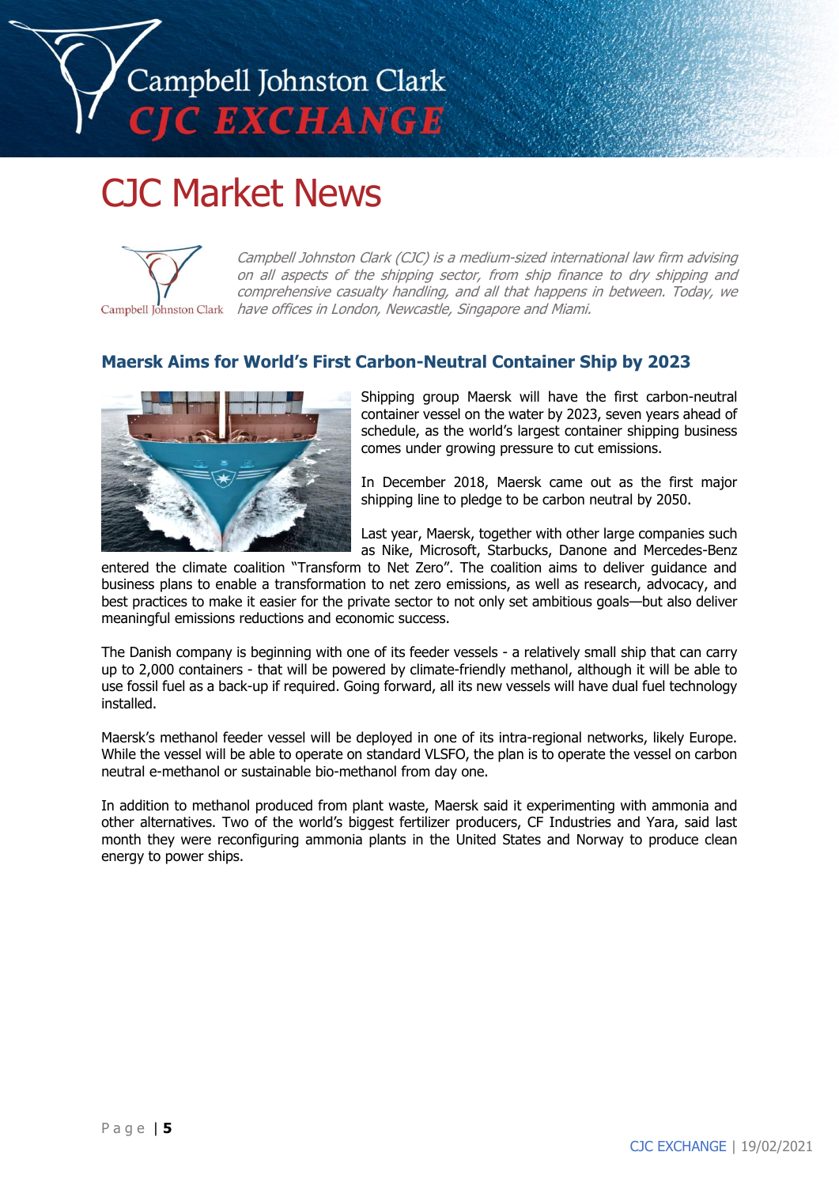# CJC Market News

*Campbell Johnston Clark (CJC) is a medium-sized international law firm advising on all aspects of the shipping sector, from ship finance to dry shipping and comprehensive casualty handling, and all that happens in between. Today, we have offices in London, Newcastle, Singapore and Miami.*

## Maersk Aims for World's First Carbon-Neutral Container Ship by 2023

Shipping group Maersk will have the first carbon-neutral container vessel on the water by 2023, seven years ahead of schedule, as the world's largest container shipping business comes under growing pressure to cut emissions.

In December 2018, Maersk came out as the first major shipping line to pledge to be carbon neutral by 2050.

Last year, Maersk, together with other large companies such as Nike, Microsoft, Starbucks, Danone and Mercedes-Benz entered the climate coalition "Transform to Net Zero". The coalition aims to deliver guidance and business plans to enable a transformation to net zero emissions, as well as research, advocacy, and best practices to make it easier for the private sector to not only set ambitious goals—but also deliver meaningful emissions reductions and economic success.

The Danish company is beginning with one of its feeder vessels - a relatively small ship that can carry up to 2,000 containers - that will be powered by climate-friendly methanol, although it will be able to use fossil fuel as a back-up if required. Going forward, all its new vessels will have dual fuel technology installed.

Maersk's methanol feeder vessel will be deployed in one of its intra-regional networks, likely Europe. While the vessel will be able to operate on standard VLSFO, the plan is to operate the vessel on carbon neutral e-methanol or sustainable bio-methanol from day one.

In addition to methanol produced from plant waste, Maersk said it experimenting with ammonia and other alternatives. Two of the world's biggest fertilizer producers, CF Industries and Yara, said last month they were reconfiguring ammonia plants in the United States and Norway to produce clean energy to power ships.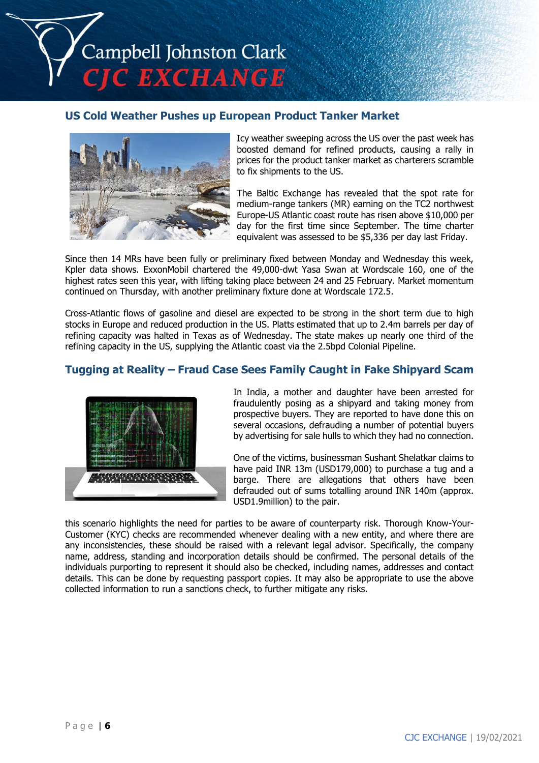## US Cold Weather Pushes up European Product Tanker Market

Icy weather sweeping across the US over the past week has boosted demand for refined products, causing a rally in prices for the product tanker market as charterers scramble to fix shipments to the US.

The Baltic Exchange has revealed that the spot rate for medium-range tankers (MR) earning on the TC2 northwest Europe-US Atlantic coast route has risen above $10,000 per day for the first time since September. The time charter equivalent was assessed to be $5,336 per day last Friday.

Since then 14 MRs have been fully or preliminary fixed between Monday and Wednesday this week, Kpler data shows. ExxonMobil chartered the 49,000-dwt Yasa Swan at Wordscale 160, one of the highest rates seen this year, with lifting taking place between 24 and 25 February. Market momentum continued on Thursday, with another preliminary fixture done at Wordscale 172.5.

Cross-Atlantic flows of gasoline and diesel are expected to be strong in the short term due to high stocks in Europe and reduced production in the US. Platts estimated that up to 2.4m barrels per day of refining capacity was halted in Texas as of Wednesday. The state makes up nearly one third of the refining capacity in the US, supplying the Atlantic coast via the 2.5bpd Colonial Pipeline.

## Tugging at Reality – Fraud Case Sees Family Caught in Fake Shipyard Scam

In India, a mother and daughter have been arrested for fraudulently posing as a shipyard and taking money from prospective buyers. They are reported to have done this on several occasions, defrauding a number of potential buyers by advertising for sale hulls to which they had no connection.

One of the victims, businessman Sushant Shelatkar claims to have paid INR 13m (USD179,000) to purchase a tug and a barge. There are allegations that others have been defrauded out of sums totalling around INR 140m (approx. USD1.9million) to the pair.

this scenario highlights the need for parties to be aware of counterparty risk. Thorough Know-Your-Customer (KYC) checks are recommended whenever dealing with a new entity, and where there are any inconsistencies, these should be raised with a relevant legal advisor. Specifically, the company name, address, standing and incorporation details should be confirmed. The personal details of the individuals purporting to represent it should also be checked, including names, addresses and contact details. This can be done by requesting passport copies. It may also be appropriate to use the above collected information to run a sanctions check, to further mitigate any risks.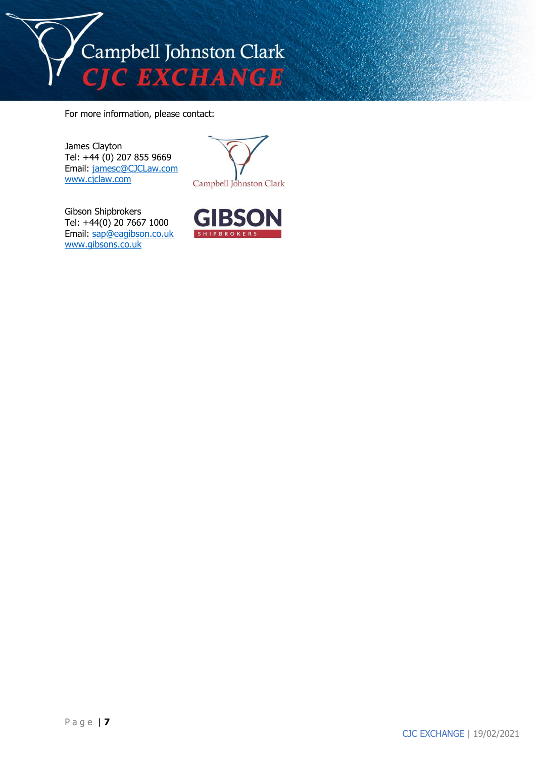For more information, please contact:

James Clayton
Tel: +44 (0) 207 855 9669
Email: jamesc@CJCLaw.com
www.cjclaw.com

Gibson Shipbrokers
Tel: +44(0) 20 7667 1000
Email: sap@eagibson.co.uk
www.gibsons.co.uk